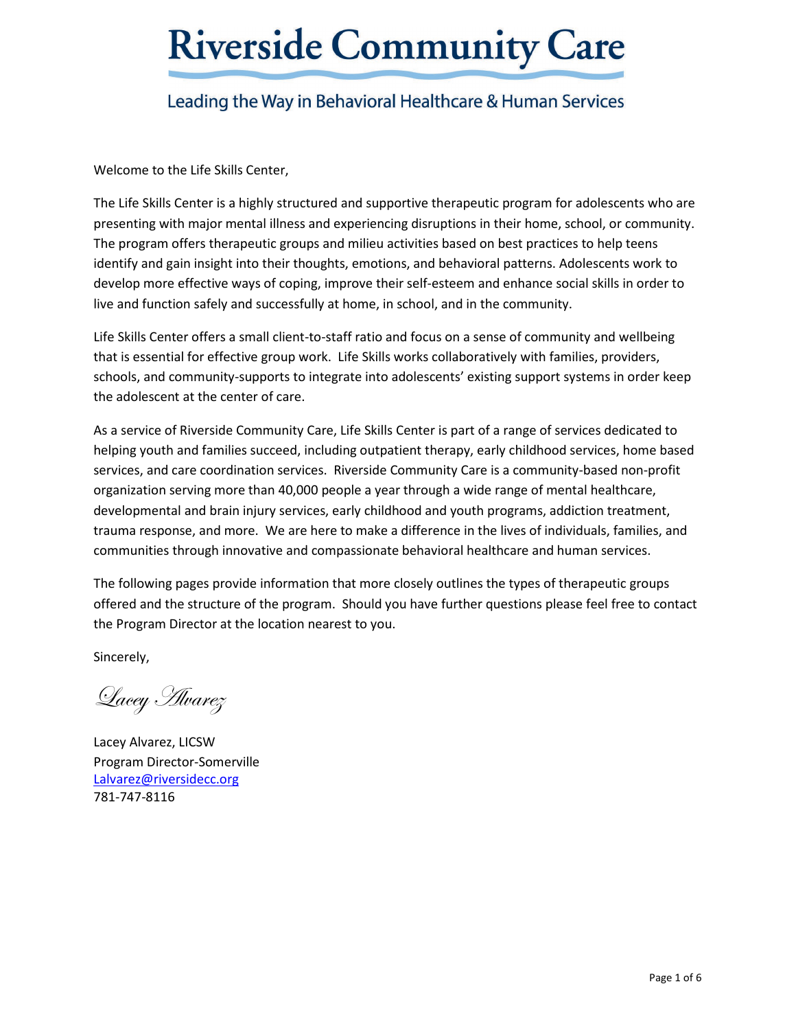# Riverside Community Care

Leading the Way in Behavioral Healthcare & Human Services

Welcome to the Life Skills Center,

The Life Skills Center is a highly structured and supportive therapeutic program for adolescents who are presenting with major mental illness and experiencing disruptions in their home, school, or community. The program offers therapeutic groups and milieu activities based on best practices to help teens identify and gain insight into their thoughts, emotions, and behavioral patterns. Adolescents work to develop more effective ways of coping, improve their self-esteem and enhance social skills in order to live and function safely and successfully at home, in school, and in the community.

Life Skills Center offers a small client-to-staff ratio and focus on a sense of community and wellbeing that is essential for effective group work. Life Skills works collaboratively with families, providers, schools, and community-supports to integrate into adolescents' existing support systems in order keep the adolescent at the center of care.

As a service of Riverside Community Care, Life Skills Center is part of a range of services dedicated to helping youth and families succeed, including outpatient therapy, early childhood services, home based services, and care coordination services. Riverside Community Care is a community-based non-profit organization serving more than 40,000 people a year through a wide range of mental healthcare, developmental and brain injury services, early childhood and youth programs, addiction treatment, trauma response, and more. We are here to make a difference in the lives of individuals, families, and communities through innovative and compassionate behavioral healthcare and human services.

The following pages provide information that more closely outlines the types of therapeutic groups offered and the structure of the program. Should you have further questions please feel free to contact the Program Director at the location nearest to you.

Sincerely,

*Lacey Alvarez*

Lacey Alvarez, LICSW
Program Director-Somerville
Lalvarez@riversidecc.org
781-747-8116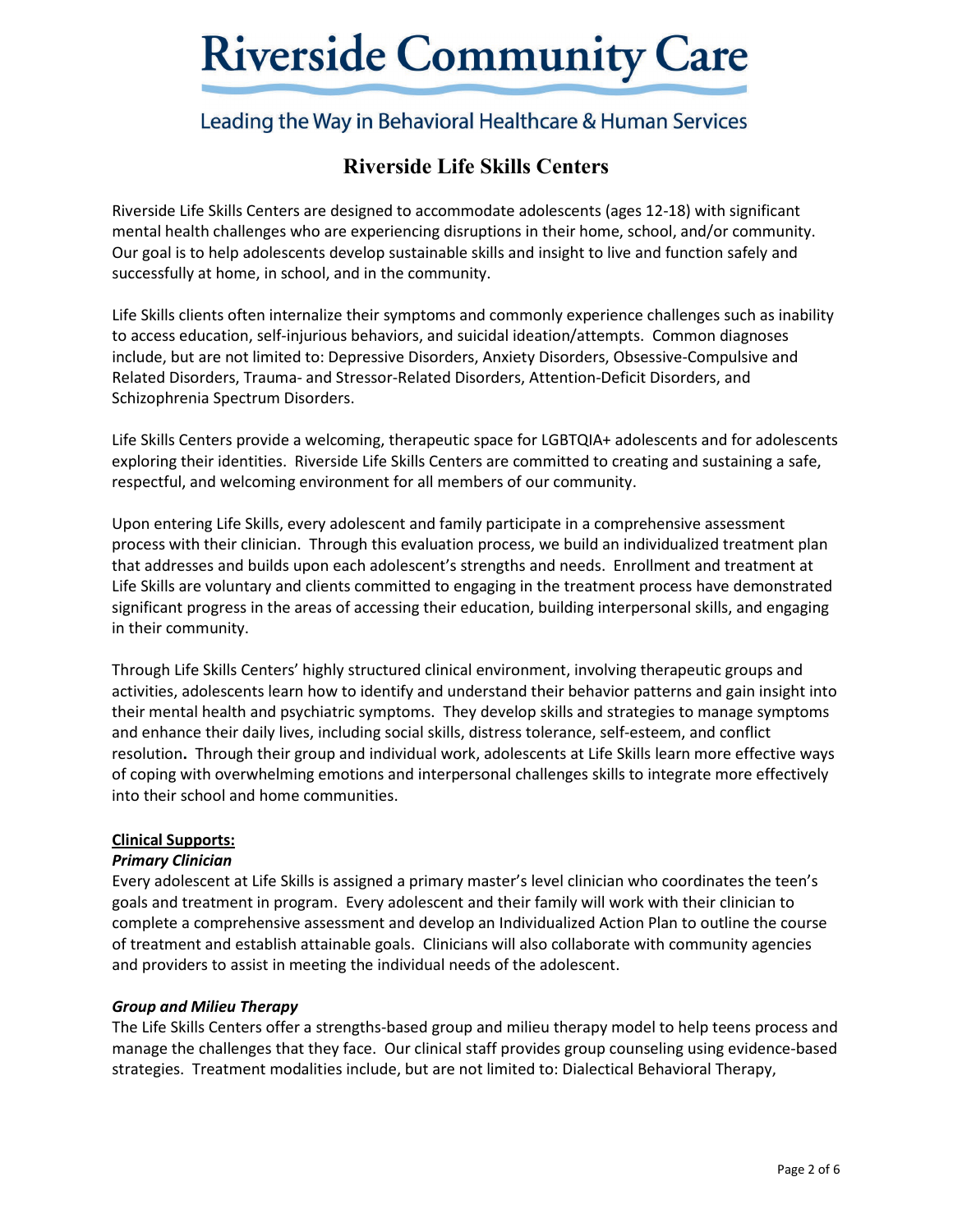# Riverside Community Care

Leading the Way in Behavioral Healthcare & Human Services

## Riverside Life Skills Centers

Riverside Life Skills Centers are designed to accommodate adolescents (ages 12-18) with significant mental health challenges who are experiencing disruptions in their home, school, and/or community. Our goal is to help adolescents develop sustainable skills and insight to live and function safely and successfully at home, in school, and in the community.

Life Skills clients often internalize their symptoms and commonly experience challenges such as inability to access education, self-injurious behaviors, and suicidal ideation/attempts. Common diagnoses include, but are not limited to: Depressive Disorders, Anxiety Disorders, Obsessive-Compulsive and Related Disorders, Trauma- and Stressor-Related Disorders, Attention-Deficit Disorders, and Schizophrenia Spectrum Disorders.

Life Skills Centers provide a welcoming, therapeutic space for LGBTQIA+ adolescents and for adolescents exploring their identities. Riverside Life Skills Centers are committed to creating and sustaining a safe, respectful, and welcoming environment for all members of our community.

Upon entering Life Skills, every adolescent and family participate in a comprehensive assessment process with their clinician. Through this evaluation process, we build an individualized treatment plan that addresses and builds upon each adolescent's strengths and needs. Enrollment and treatment at Life Skills are voluntary and clients committed to engaging in the treatment process have demonstrated significant progress in the areas of accessing their education, building interpersonal skills, and engaging in their community.

Through Life Skills Centers' highly structured clinical environment, involving therapeutic groups and activities, adolescents learn how to identify and understand their behavior patterns and gain insight into their mental health and psychiatric symptoms. They develop skills and strategies to manage symptoms and enhance their daily lives, including social skills, distress tolerance, self-esteem, and conflict resolution**.** Through their group and individual work, adolescents at Life Skills learn more effective ways of coping with overwhelming emotions and interpersonal challenges skills to integrate more effectively into their school and home communities.

**Clinical Supports:**

***Primary Clinician***

Every adolescent at Life Skills is assigned a primary master's level clinician who coordinates the teen's goals and treatment in program. Every adolescent and their family will work with their clinician to complete a comprehensive assessment and develop an Individualized Action Plan to outline the course of treatment and establish attainable goals. Clinicians will also collaborate with community agencies and providers to assist in meeting the individual needs of the adolescent.

***Group and Milieu Therapy***

The Life Skills Centers offer a strengths-based group and milieu therapy model to help teens process and manage the challenges that they face. Our clinical staff provides group counseling using evidence-based strategies. Treatment modalities include, but are not limited to: Dialectical Behavioral Therapy,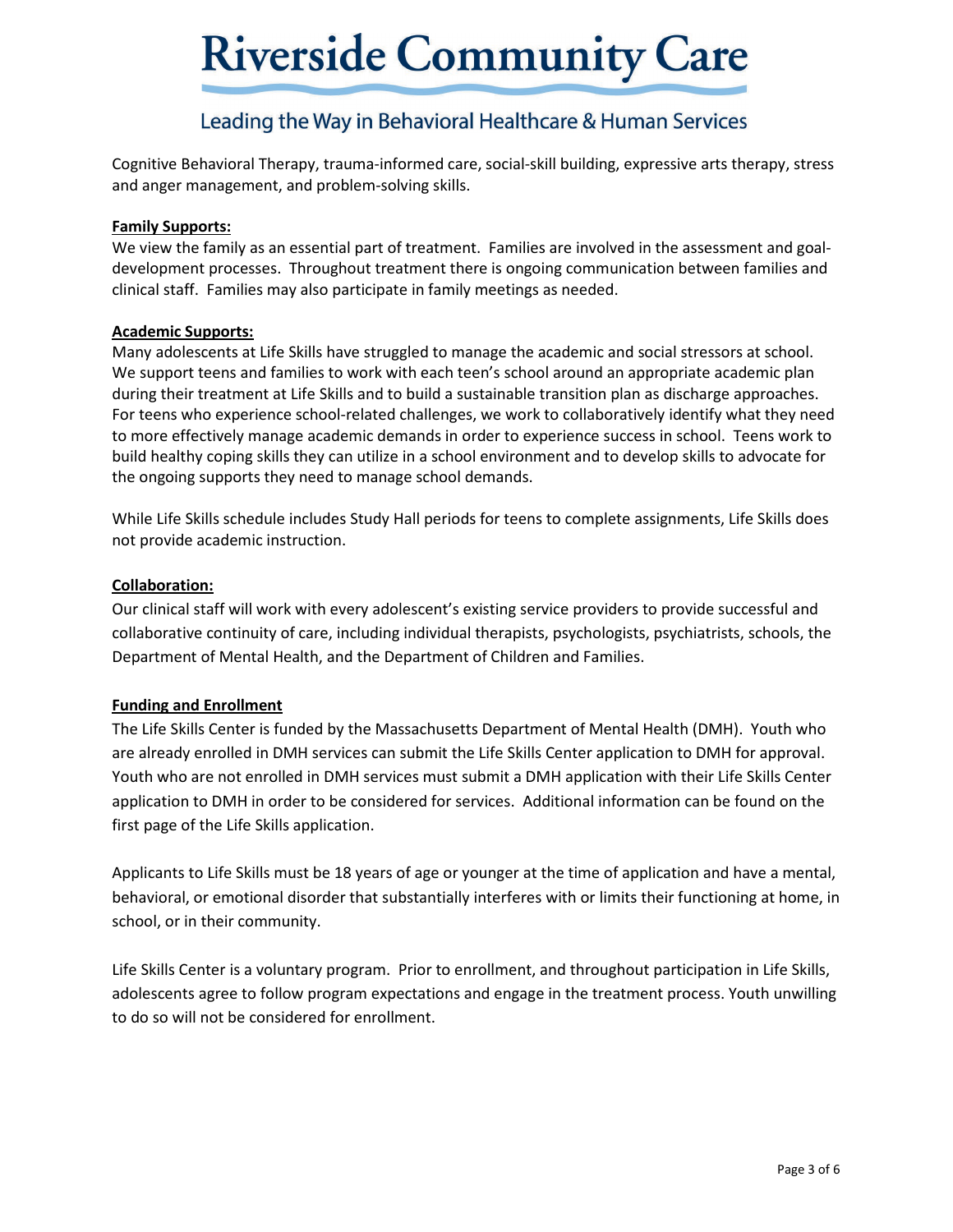Cognitive Behavioral Therapy, trauma-informed care, social-skill building, expressive arts therapy, stress and anger management, and problem-solving skills.

**Family Supports:**

We view the family as an essential part of treatment. Families are involved in the assessment and goal-development processes. Throughout treatment there is ongoing communication between families and clinical staff. Families may also participate in family meetings as needed.

**Academic Supports:**

Many adolescents at Life Skills have struggled to manage the academic and social stressors at school. We support teens and families to work with each teen's school around an appropriate academic plan during their treatment at Life Skills and to build a sustainable transition plan as discharge approaches. For teens who experience school-related challenges, we work to collaboratively identify what they need to more effectively manage academic demands in order to experience success in school. Teens work to build healthy coping skills they can utilize in a school environment and to develop skills to advocate for the ongoing supports they need to manage school demands.

While Life Skills schedule includes Study Hall periods for teens to complete assignments, Life Skills does not provide academic instruction.

**Collaboration:**

Our clinical staff will work with every adolescent's existing service providers to provide successful and collaborative continuity of care, including individual therapists, psychologists, psychiatrists, schools, the Department of Mental Health, and the Department of Children and Families.

**Funding and Enrollment**

The Life Skills Center is funded by the Massachusetts Department of Mental Health (DMH). Youth who are already enrolled in DMH services can submit the Life Skills Center application to DMH for approval. Youth who are not enrolled in DMH services must submit a DMH application with their Life Skills Center application to DMH in order to be considered for services. Additional information can be found on the first page of the Life Skills application.

Applicants to Life Skills must be 18 years of age or younger at the time of application and have a mental, behavioral, or emotional disorder that substantially interferes with or limits their functioning at home, in school, or in their community.

Life Skills Center is a voluntary program. Prior to enrollment, and throughout participation in Life Skills, adolescents agree to follow program expectations and engage in the treatment process. Youth unwilling to do so will not be considered for enrollment.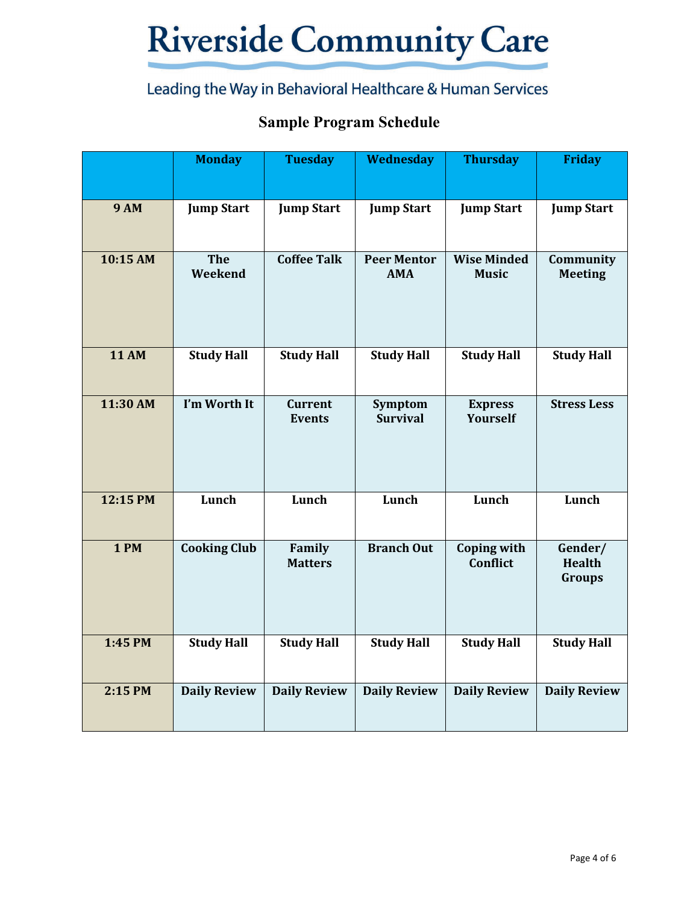# Riverside Community Care

Leading the Way in Behavioral Healthcare & Human Services

## Sample Program Schedule

| | Monday | Tuesday | Wednesday | Thursday | Friday |
|---|---|---|---|---|---|
| 9 AM | Jump Start | Jump Start | Jump Start | Jump Start | Jump Start |
| 10:15 AM | The Weekend | Coffee Talk | Peer Mentor AMA | Wise Minded Music | Community Meeting |
| 11 AM | Study Hall | Study Hall | Study Hall | Study Hall | Study Hall |
| 11:30 AM | I'm Worth It | Current Events | Symptom Survival | Express Yourself | Stress Less |
| 12:15 PM | Lunch | Lunch | Lunch | Lunch | Lunch |
| 1 PM | Cooking Club | Family Matters | Branch Out | Coping with Conflict | Gender/ Health Groups |
| 1:45 PM | Study Hall | Study Hall | Study Hall | Study Hall | Study Hall |
| 2:15 PM | Daily Review | Daily Review | Daily Review | Daily Review | Daily Review |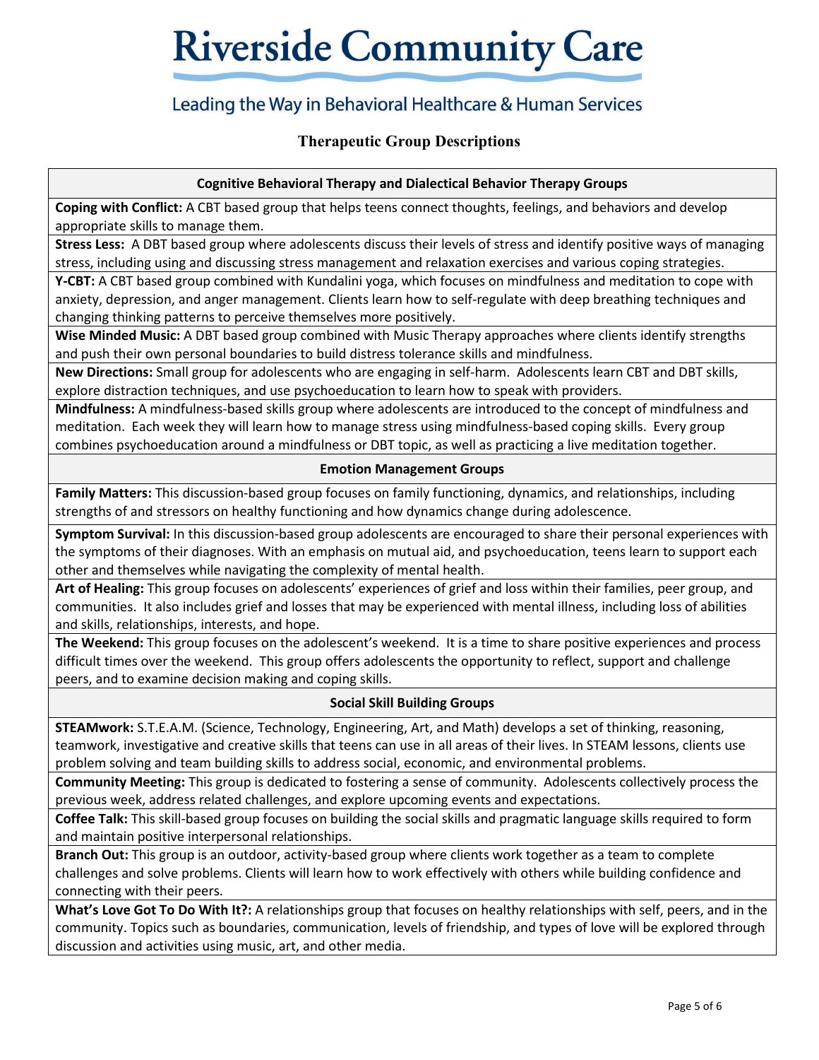# Riverside Community Care

Leading the Way in Behavioral Healthcare & Human Services

## Therapeutic Group Descriptions

### Cognitive Behavioral Therapy and Dialectical Behavior Therapy Groups

**Coping with Conflict:** A CBT based group that helps teens connect thoughts, feelings, and behaviors and develop appropriate skills to manage them.

**Stress Less:** A DBT based group where adolescents discuss their levels of stress and identify positive ways of managing stress, including using and discussing stress management and relaxation exercises and various coping strategies.

**Y-CBT:** A CBT based group combined with Kundalini yoga, which focuses on mindfulness and meditation to cope with anxiety, depression, and anger management. Clients learn how to self-regulate with deep breathing techniques and changing thinking patterns to perceive themselves more positively.

**Wise Minded Music:** A DBT based group combined with Music Therapy approaches where clients identify strengths and push their own personal boundaries to build distress tolerance skills and mindfulness.

**New Directions:** Small group for adolescents who are engaging in self-harm. Adolescents learn CBT and DBT skills, explore distraction techniques, and use psychoeducation to learn how to speak with providers.

**Mindfulness:** A mindfulness-based skills group where adolescents are introduced to the concept of mindfulness and meditation. Each week they will learn how to manage stress using mindfulness-based coping skills. Every group combines psychoeducation around a mindfulness or DBT topic, as well as practicing a live meditation together.

### Emotion Management Groups

**Family Matters:** This discussion-based group focuses on family functioning, dynamics, and relationships, including strengths of and stressors on healthy functioning and how dynamics change during adolescence.

**Symptom Survival:** In this discussion-based group adolescents are encouraged to share their personal experiences with the symptoms of their diagnoses. With an emphasis on mutual aid, and psychoeducation, teens learn to support each other and themselves while navigating the complexity of mental health.

**Art of Healing:** This group focuses on adolescents' experiences of grief and loss within their families, peer group, and communities. It also includes grief and losses that may be experienced with mental illness, including loss of abilities and skills, relationships, interests, and hope.

**The Weekend:** This group focuses on the adolescent's weekend. It is a time to share positive experiences and process difficult times over the weekend. This group offers adolescents the opportunity to reflect, support and challenge peers, and to examine decision making and coping skills.

### Social Skill Building Groups

**STEAMwork:** S.T.E.A.M. (Science, Technology, Engineering, Art, and Math) develops a set of thinking, reasoning, teamwork, investigative and creative skills that teens can use in all areas of their lives. In STEAM lessons, clients use problem solving and team building skills to address social, economic, and environmental problems.

**Community Meeting:** This group is dedicated to fostering a sense of community. Adolescents collectively process the previous week, address related challenges, and explore upcoming events and expectations.

**Coffee Talk:** This skill-based group focuses on building the social skills and pragmatic language skills required to form and maintain positive interpersonal relationships.

**Branch Out:** This group is an outdoor, activity-based group where clients work together as a team to complete challenges and solve problems. Clients will learn how to work effectively with others while building confidence and connecting with their peers.

**What's Love Got To Do With It?:** A relationships group that focuses on healthy relationships with self, peers, and in the community. Topics such as boundaries, communication, levels of friendship, and types of love will be explored through discussion and activities using music, art, and other media.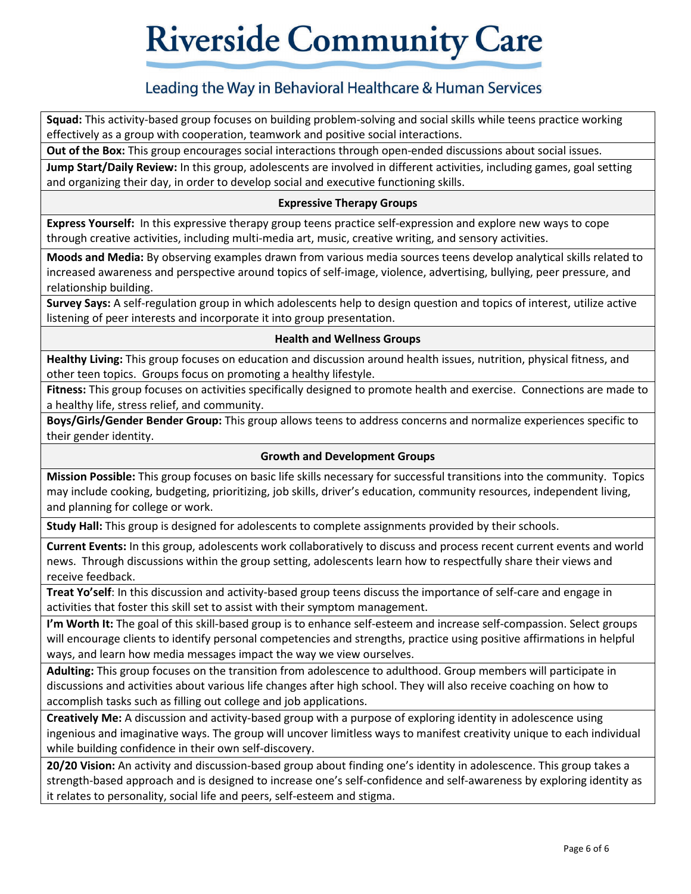# Riverside Community Care

Leading the Way in Behavioral Healthcare & Human Services

**Squad:** This activity-based group focuses on building problem-solving and social skills while teens practice working effectively as a group with cooperation, teamwork and positive social interactions.

**Out of the Box:** This group encourages social interactions through open-ended discussions about social issues.

**Jump Start/Daily Review:** In this group, adolescents are involved in different activities, including games, goal setting and organizing their day, in order to develop social and executive functioning skills.

### Expressive Therapy Groups

**Express Yourself:** In this expressive therapy group teens practice self-expression and explore new ways to cope through creative activities, including multi-media art, music, creative writing, and sensory activities.

**Moods and Media:** By observing examples drawn from various media sources teens develop analytical skills related to increased awareness and perspective around topics of self-image, violence, advertising, bullying, peer pressure, and relationship building.

**Survey Says:** A self-regulation group in which adolescents help to design question and topics of interest, utilize active listening of peer interests and incorporate it into group presentation.

### Health and Wellness Groups

**Healthy Living:** This group focuses on education and discussion around health issues, nutrition, physical fitness, and other teen topics. Groups focus on promoting a healthy lifestyle.

**Fitness:** This group focuses on activities specifically designed to promote health and exercise. Connections are made to a healthy life, stress relief, and community.

**Boys/Girls/Gender Bender Group:** This group allows teens to address concerns and normalize experiences specific to their gender identity.

### Growth and Development Groups

**Mission Possible:** This group focuses on basic life skills necessary for successful transitions into the community. Topics may include cooking, budgeting, prioritizing, job skills, driver's education, community resources, independent living, and planning for college or work.

**Study Hall:** This group is designed for adolescents to complete assignments provided by their schools.

**Current Events:** In this group, adolescents work collaboratively to discuss and process recent current events and world news. Through discussions within the group setting, adolescents learn how to respectfully share their views and receive feedback.

**Treat Yo'self**: In this discussion and activity-based group teens discuss the importance of self-care and engage in activities that foster this skill set to assist with their symptom management.

**I'm Worth It:** The goal of this skill-based group is to enhance self-esteem and increase self-compassion. Select groups will encourage clients to identify personal competencies and strengths, practice using positive affirmations in helpful ways, and learn how media messages impact the way we view ourselves.

**Adulting:** This group focuses on the transition from adolescence to adulthood. Group members will participate in discussions and activities about various life changes after high school. They will also receive coaching on how to accomplish tasks such as filling out college and job applications.

**Creatively Me:** A discussion and activity-based group with a purpose of exploring identity in adolescence using ingenious and imaginative ways. The group will uncover limitless ways to manifest creativity unique to each individual while building confidence in their own self-discovery.

**20/20 Vision:** An activity and discussion-based group about finding one's identity in adolescence. This group takes a strength-based approach and is designed to increase one's self-confidence and self-awareness by exploring identity as it relates to personality, social life and peers, self-esteem and stigma.